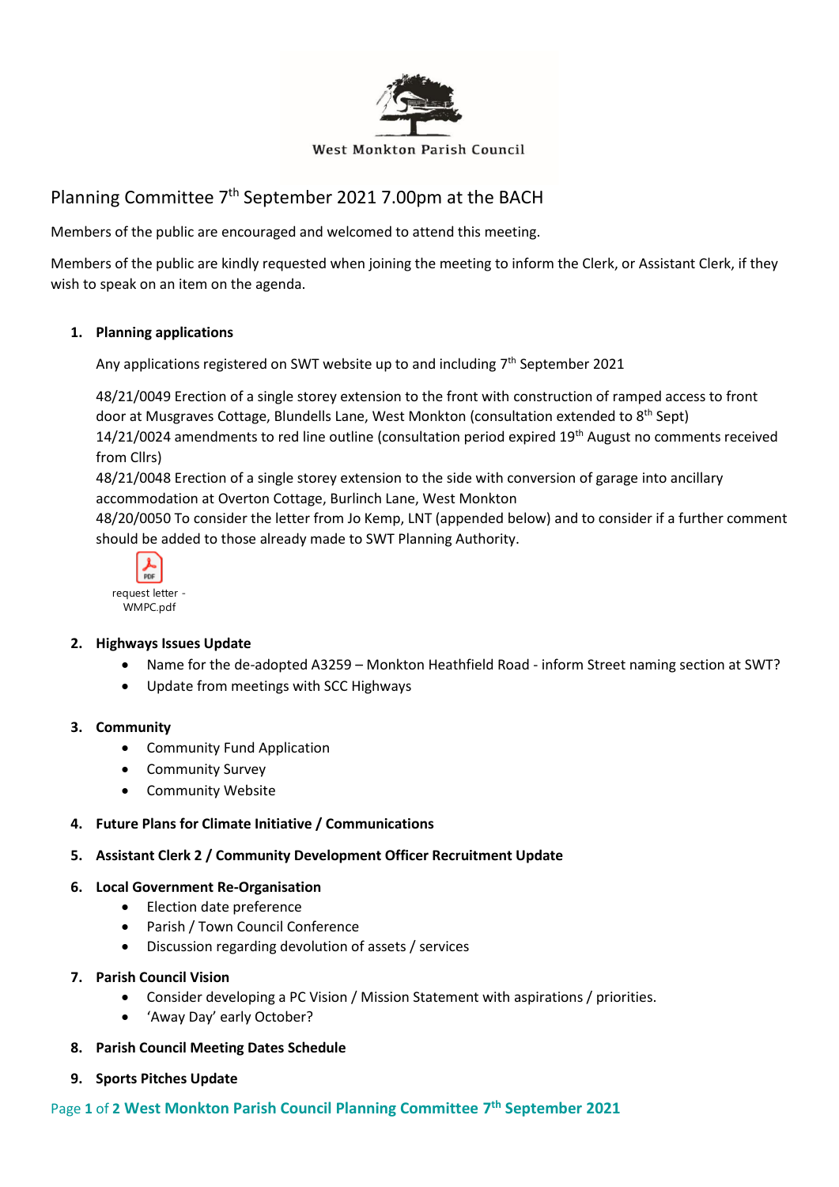West Monkton Parish Council

# Planning Committee 7th September 2021 7.00pm at the BACH

Members of the public are encouraged and welcomed to attend this meeting.

Members of the public are kindly requested when joining the meeting to inform the Clerk, or Assistant Clerk, if they wish to speak on an item on the agenda.

1. **Planning applications**

   Any applications registered on SWT website up to and including 7th September 2021

   48/21/0049 Erection of a single storey extension to the front with construction of ramped access to front door at Musgraves Cottage, Blundells Lane, West Monkton (consultation extended to 8th Sept)
   14/21/0024 amendments to red line outline (consultation period expired 19th August no comments received from Cllrs)
   48/21/0048 Erection of a single storey extension to the side with conversion of garage into ancillary accommodation at Overton Cottage, Burlinch Lane, West Monkton
   48/20/0050 To consider the letter from Jo Kemp, LNT (appended below) and to consider if a further comment should be added to those already made to SWT Planning Authority.

   request letter - WMPC.pdf

2. **Highways Issues Update**
   - Name for the de-adopted A3259 – Monkton Heathfield Road - inform Street naming section at SWT?
   - Update from meetings with SCC Highways

3. **Community**
   - Community Fund Application
   - Community Survey
   - Community Website

4. **Future Plans for Climate Initiative / Communications**

5. **Assistant Clerk 2 / Community Development Officer Recruitment Update**

6. **Local Government Re-Organisation**
   - Election date preference
   - Parish / Town Council Conference
   - Discussion regarding devolution of assets / services

7. **Parish Council Vision**
   - Consider developing a PC Vision / Mission Statement with aspirations / priorities.
   - 'Away Day' early October?

8. **Parish Council Meeting Dates Schedule**

9. **Sports Pitches Update**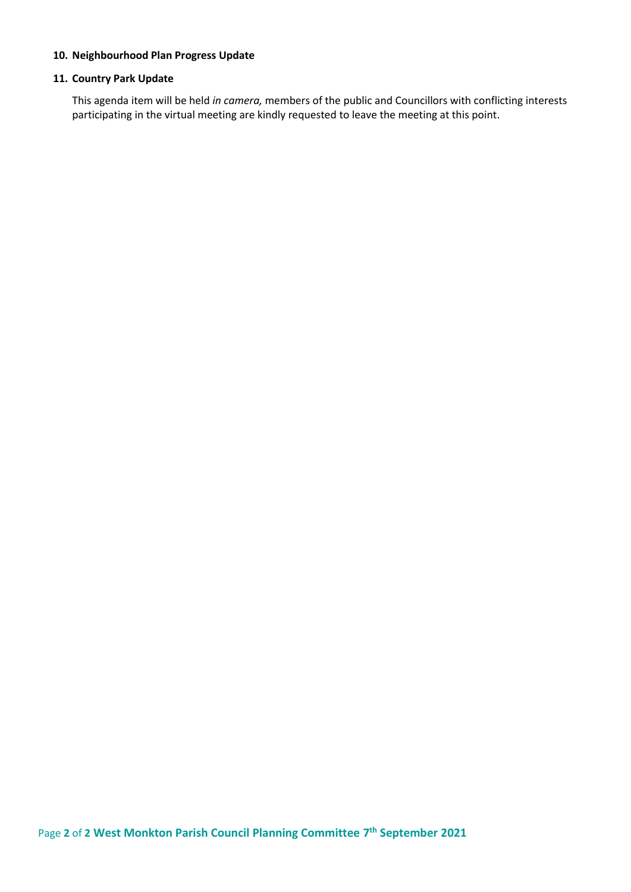**10. Neighbourhood Plan Progress Update**

**11. Country Park Update**

This agenda item will be held *in camera,* members of the public and Councillors with conflicting interests participating in the virtual meeting are kindly requested to leave the meeting at this point.